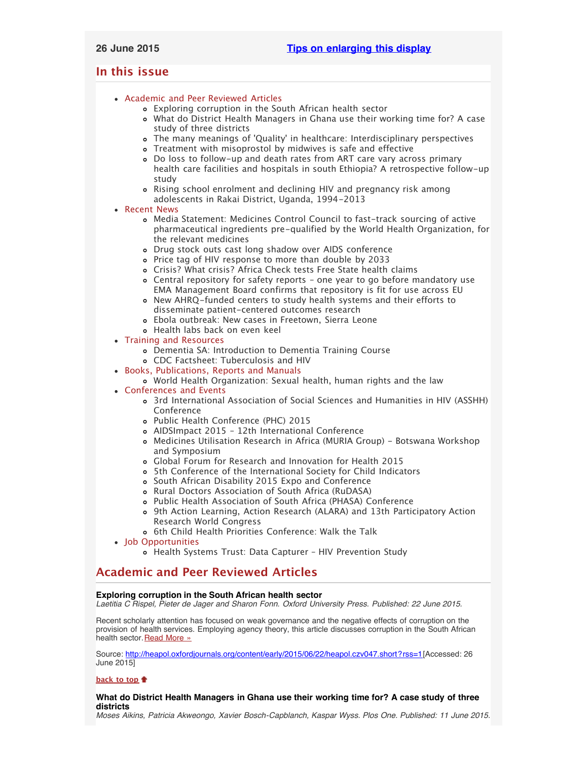26 June 2015 **Tips on enlarging this display**

## In this issue

- Academic and Peer Reviewed Articles
  - Exploring corruption in the South African health sector
  - What do District Health Managers in Ghana use their working time for? A case study of three districts
  - The many meanings of 'Quality' in healthcare: Interdisciplinary perspectives
  - Treatment with misoprostol by midwives is safe and effective
  - Do loss to follow-up and death rates from ART care vary across primary health care facilities and hospitals in south Ethiopia? A retrospective follow-up study
  - Rising school enrolment and declining HIV and pregnancy risk among adolescents in Rakai District, Uganda, 1994-2013
- Recent News
  - Media Statement: Medicines Control Council to fast-track sourcing of active pharmaceutical ingredients pre-qualified by the World Health Organization, for the relevant medicines
  - Drug stock outs cast long shadow over AIDS conference
  - Price tag of HIV response to more than double by 2033
  - Crisis? What crisis? Africa Check tests Free State health claims
  - Central repository for safety reports - one year to go before mandatory use EMA Management Board confirms that repository is fit for use across EU
  - New AHRQ-funded centers to study health systems and their efforts to disseminate patient-centered outcomes research
  - Ebola outbreak: New cases in Freetown, Sierra Leone
  - Health labs back on even keel
- Training and Resources
  - Dementia SA: Introduction to Dementia Training Course
  - CDC Factsheet: Tuberculosis and HIV
- Books, Publications, Reports and Manuals
  - World Health Organization: Sexual health, human rights and the law
- Conferences and Events
  - 3rd International Association of Social Sciences and Humanities in HIV (ASSHH) Conference
  - Public Health Conference (PHC) 2015
  - AIDSImpact 2015 - 12th International Conference
  - Medicines Utilisation Research in Africa (MURIA Group) - Botswana Workshop and Symposium
  - Global Forum for Research and Innovation for Health 2015
  - 5th Conference of the International Society for Child Indicators
  - South African Disability 2015 Expo and Conference
  - Rural Doctors Association of South Africa (RuDASA)
  - Public Health Association of South Africa (PHASA) Conference
  - 9th Action Learning, Action Research (ALARA) and 13th Participatory Action Research World Congress
  - 6th Child Health Priorities Conference: Walk the Talk
- Job Opportunities
  - Health Systems Trust: Data Capturer - HIV Prevention Study

## Academic and Peer Reviewed Articles

**Exploring corruption in the South African health sector**
*Laetitia C Rispel, Pieter de Jager and Sharon Fonn. Oxford University Press. Published: 22 June 2015.*

Recent scholarly attention has focused on weak governance and the negative effects of corruption on the provision of health services. Employing agency theory, this article discusses corruption in the South African health sector. Read More »

Source: http://heapol.oxfordjournals.org/content/early/2015/06/22/heapol.czv047.short?rss=1 [Accessed: 26 June 2015]

**back to top**

**What do District Health Managers in Ghana use their working time for? A case study of three districts**
*Moses Aikins, Patricia Akweongo, Xavier Bosch-Capblanch, Kaspar Wyss. Plos One. Published: 11 June 2015.*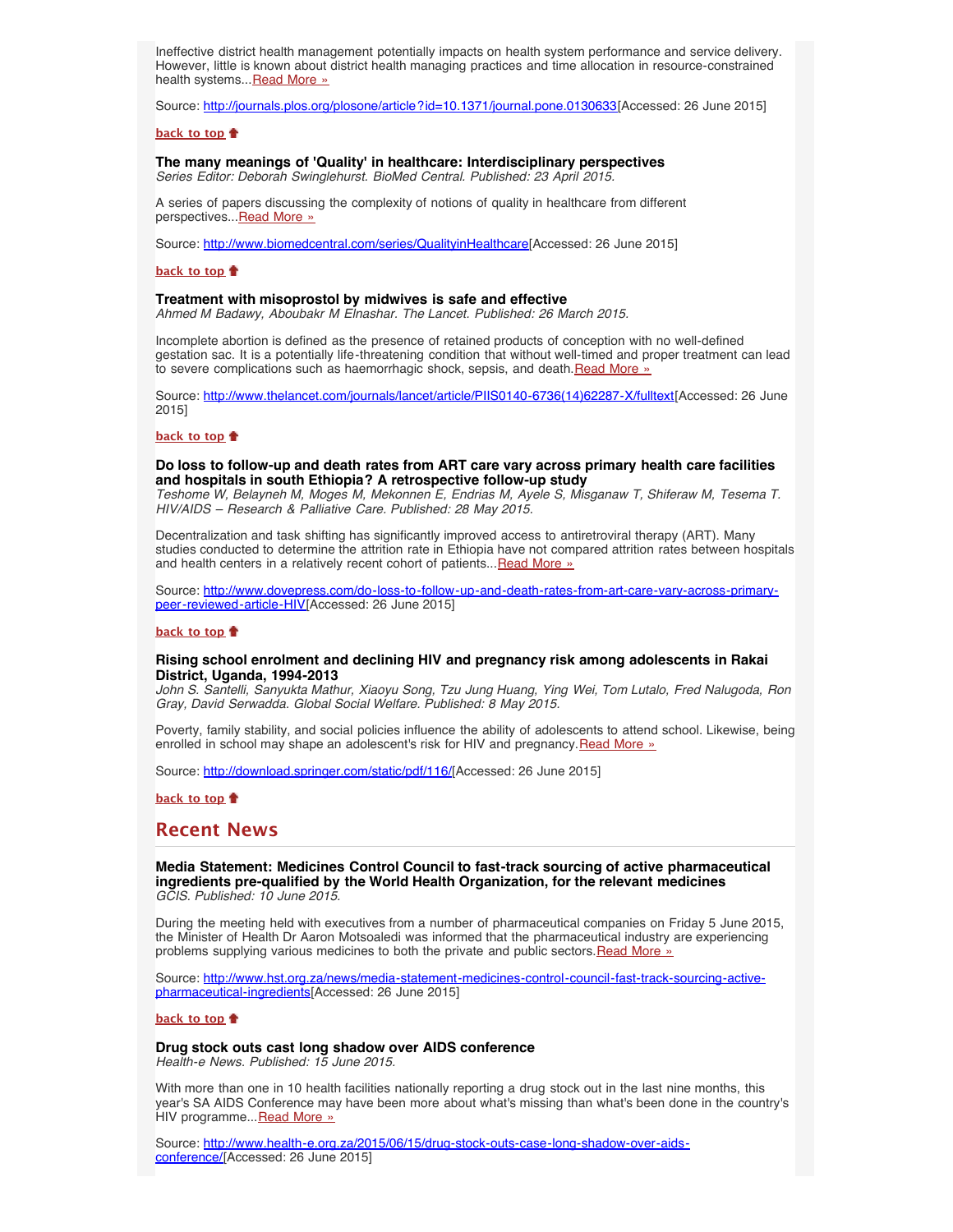Ineffective district health management potentially impacts on health system performance and service delivery. However, little is known about district health managing practices and time allocation in resource-constrained health systems...[Read More »](http://journals.plos.org/plosone/article?id=10.1371/journal.pone.0130633)

Source: [http://journals.plos.org/plosone/article?id=10.1371/journal.pone.0130633](http://journals.plos.org/plosone/article?id=10.1371/journal.pone.0130633)[Accessed: 26 June 2015]

**back to top**

### The many meanings of 'Quality' in healthcare: Interdisciplinary perspectives

*Series Editor: Deborah Swinglehurst. BioMed Central. Published: 23 April 2015.*

A series of papers discussing the complexity of notions of quality in healthcare from different perspectives...[Read More »](http://www.biomedcentral.com/series/QualityinHealthcare)

Source: [http://www.biomedcentral.com/series/QualityinHealthcare](http://www.biomedcentral.com/series/QualityinHealthcare)[Accessed: 26 June 2015]

**back to top**

### Treatment with misoprostol by midwives is safe and effective

*Ahmed M Badawy, Aboubakr M Elnashar. The Lancet. Published: 26 March 2015.*

Incomplete abortion is defined as the presence of retained products of conception with no well-defined gestation sac. It is a potentially life-threatening condition that without well-timed and proper treatment can lead to severe complications such as haemorrhagic shock, sepsis, and death.[Read More »](http://www.thelancet.com/journals/lancet/article/PIIS0140-6736(14)62287-X/fulltext)

Source: [http://www.thelancet.com/journals/lancet/article/PIIS0140-6736(14)62287-X/fulltext](http://www.thelancet.com/journals/lancet/article/PIIS0140-6736(14)62287-X/fulltext)[Accessed: 26 June 2015]

**back to top**

### Do loss to follow-up and death rates from ART care vary across primary health care facilities and hospitals in south Ethiopia? A retrospective follow-up study

*Teshome W, Belayneh M, Moges M, Mekonnen E, Endrias M, Ayele S, Misganaw T, Shiferaw M, Tesema T. HIV/AIDS – Research & Palliative Care. Published: 28 May 2015.*

Decentralization and task shifting has significantly improved access to antiretroviral therapy (ART). Many studies conducted to determine the attrition rate in Ethiopia have not compared attrition rates between hospitals and health centers in a relatively recent cohort of patients...[Read More »](http://www.dovepress.com/do-loss-to-follow-up-and-death-rates-from-art-care-vary-across-primary-peer-reviewed-article-HIV)

Source: [http://www.dovepress.com/do-loss-to-follow-up-and-death-rates-from-art-care-vary-across-primary-peer-reviewed-article-HIV](http://www.dovepress.com/do-loss-to-follow-up-and-death-rates-from-art-care-vary-across-primary-peer-reviewed-article-HIV)[Accessed: 26 June 2015]

**back to top**

### Rising school enrolment and declining HIV and pregnancy risk among adolescents in Rakai District, Uganda, 1994-2013

*John S. Santelli, Sanyukta Mathur, Xiaoyu Song, Tzu Jung Huang, Ying Wei, Tom Lutalo, Fred Nalugoda, Ron Gray, David Serwadda. Global Social Welfare. Published: 8 May 2015.*

Poverty, family stability, and social policies influence the ability of adolescents to attend school. Likewise, being enrolled in school may shape an adolescent's risk for HIV and pregnancy.[Read More »](http://download.springer.com/static/pdf/116/)

Source: [http://download.springer.com/static/pdf/116/](http://download.springer.com/static/pdf/116/)[Accessed: 26 June 2015]

**back to top**

## Recent News

### Media Statement: Medicines Control Council to fast-track sourcing of active pharmaceutical ingredients pre-qualified by the World Health Organization, for the relevant medicines

*GCIS. Published: 10 June 2015.*

During the meeting held with executives from a number of pharmaceutical companies on Friday 5 June 2015, the Minister of Health Dr Aaron Motsoaledi was informed that the pharmaceutical industry are experiencing problems supplying various medicines to both the private and public sectors.[Read More »](http://www.hst.org.za/news/media-statement-medicines-control-council-fast-track-sourcing-active-pharmaceutical-ingredients)

Source: [http://www.hst.org.za/news/media-statement-medicines-control-council-fast-track-sourcing-active-pharmaceutical-ingredients](http://www.hst.org.za/news/media-statement-medicines-control-council-fast-track-sourcing-active-pharmaceutical-ingredients)[Accessed: 26 June 2015]

**back to top**

### Drug stock outs cast long shadow over AIDS conference

*Health-e News. Published: 15 June 2015.*

With more than one in 10 health facilities nationally reporting a drug stock out in the last nine months, this year's SA AIDS Conference may have been more about what's missing than what's been done in the country's HIV programme...[Read More »](http://www.health-e.org.za/2015/06/15/drug-stock-outs-case-long-shadow-over-aids-conference/)

Source: [http://www.health-e.org.za/2015/06/15/drug-stock-outs-case-long-shadow-over-aids-conference/](http://www.health-e.org.za/2015/06/15/drug-stock-outs-case-long-shadow-over-aids-conference/)[Accessed: 26 June 2015]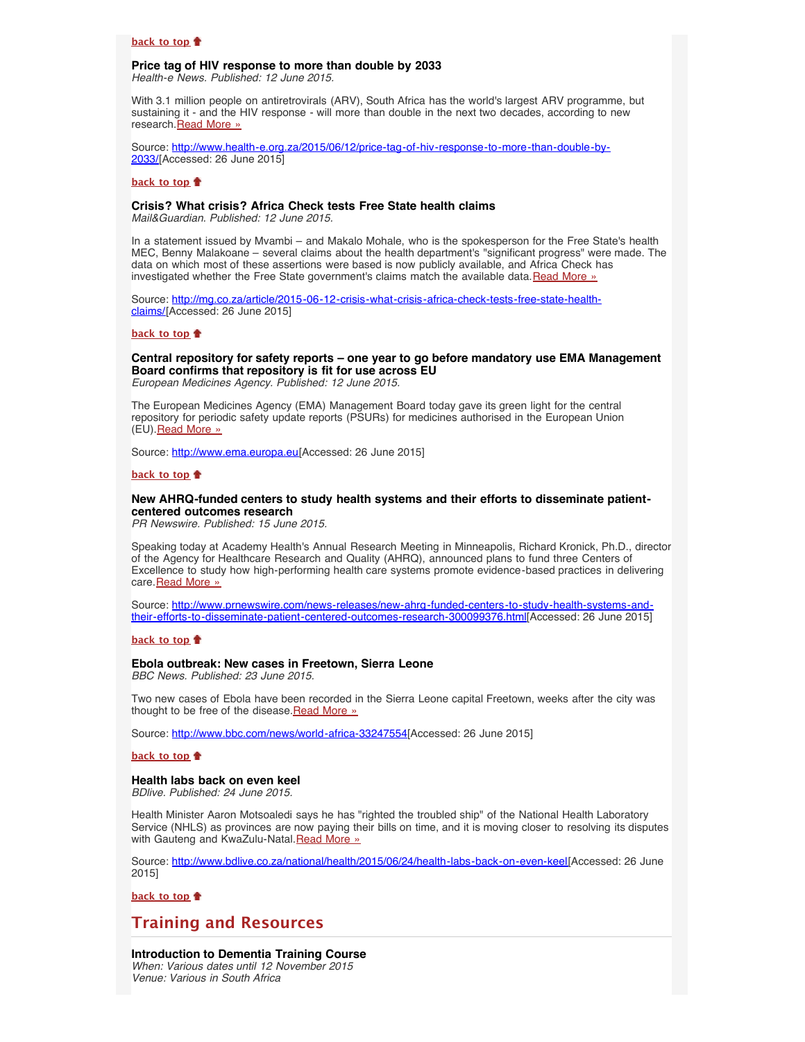**back to top**

### Price tag of HIV response to more than double by 2033

*Health-e News. Published: 12 June 2015.*

With 3.1 million people on antiretrovirals (ARV), South Africa has the world's largest ARV programme, but sustaining it - and the HIV response - will more than double in the next two decades, according to new research.Read More »

Source: http://www.health-e.org.za/2015/06/12/price-tag-of-hiv-response-to-more-than-double-by-2033/[Accessed: 26 June 2015]

**back to top**

### Crisis? What crisis? Africa Check tests Free State health claims

*Mail&Guardian. Published: 12 June 2015.*

In a statement issued by Mvambi – and Makalo Mohale, who is the spokesperson for the Free State's health MEC, Benny Malakoane – several claims about the health department's "significant progress" were made. The data on which most of these assertions were based is now publicly available, and Africa Check has investigated whether the Free State government's claims match the available data.Read More »

Source: http://mg.co.za/article/2015-06-12-crisis-what-crisis-africa-check-tests-free-state-health-claims/[Accessed: 26 June 2015]

**back to top**

### Central repository for safety reports – one year to go before mandatory use EMA Management Board confirms that repository is fit for use across EU

*European Medicines Agency. Published: 12 June 2015.*

The European Medicines Agency (EMA) Management Board today gave its green light for the central repository for periodic safety update reports (PSURs) for medicines authorised in the European Union (EU).Read More »

Source: http://www.ema.europa.eu[Accessed: 26 June 2015]

**back to top**

### New AHRQ-funded centers to study health systems and their efforts to disseminate patient-centered outcomes research

*PR Newswire. Published: 15 June 2015.*

Speaking today at Academy Health's Annual Research Meeting in Minneapolis, Richard Kronick, Ph.D., director of the Agency for Healthcare Research and Quality (AHRQ), announced plans to fund three Centers of Excellence to study how high-performing health care systems promote evidence-based practices in delivering care.Read More »

Source: http://www.prnewswire.com/news-releases/new-ahrq-funded-centers-to-study-health-systems-and-their-efforts-to-disseminate-patient-centered-outcomes-research-300099376.html[Accessed: 26 June 2015]

**back to top**

### Ebola outbreak: New cases in Freetown, Sierra Leone

*BBC News. Published: 23 June 2015.*

Two new cases of Ebola have been recorded in the Sierra Leone capital Freetown, weeks after the city was thought to be free of the disease.Read More »

Source: http://www.bbc.com/news/world-africa-33247554[Accessed: 26 June 2015]

**back to top**

### Health labs back on even keel

*BDlive. Published: 24 June 2015.*

Health Minister Aaron Motsoaledi says he has "righted the troubled ship" of the National Health Laboratory Service (NHLS) as provinces are now paying their bills on time, and it is moving closer to resolving its disputes with Gauteng and KwaZulu-Natal.Read More »

Source: http://www.bdlive.co.za/national/health/2015/06/24/health-labs-back-on-even-keel[Accessed: 26 June 2015]

**back to top**

## Training and Resources

### Introduction to Dementia Training Course

*When: Various dates until 12 November 2015*
*Venue: Various in South Africa*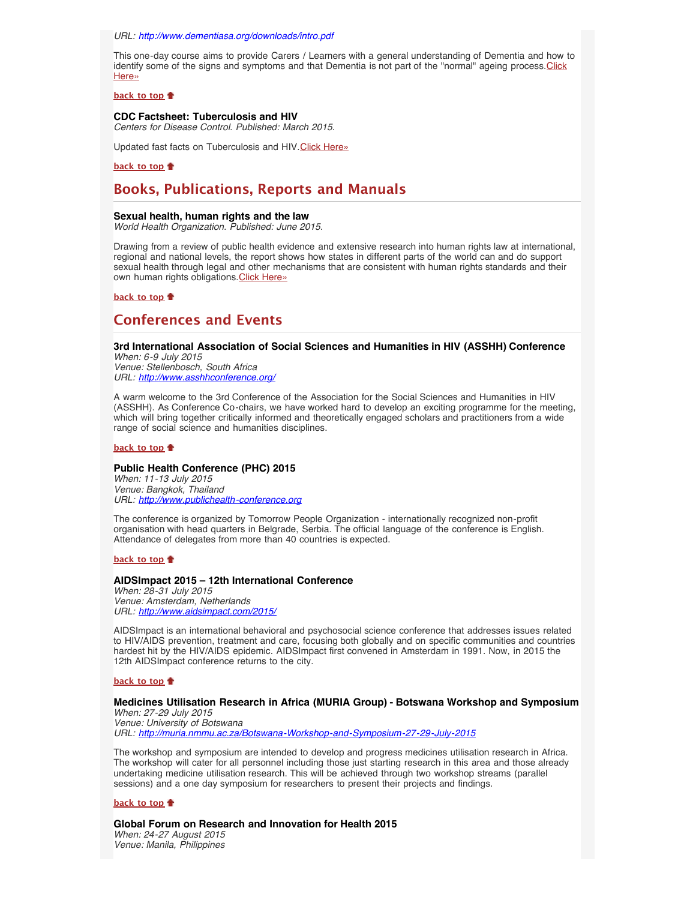*URL: http://www.dementiasa.org/downloads/intro.pdf*

This one-day course aims to provide Carers / Learners with a general understanding of Dementia and how to identify some of the signs and symptoms and that Dementia is not part of the "normal" ageing process.Click Here»

**back to top**

**CDC Factsheet: Tuberculosis and HIV**
*Centers for Disease Control. Published: March 2015.*

Updated fast facts on Tuberculosis and HIV.Click Here»

**back to top**

## Books, Publications, Reports and Manuals

**Sexual health, human rights and the law**
*World Health Organization. Published: June 2015.*

Drawing from a review of public health evidence and extensive research into human rights law at international, regional and national levels, the report shows how states in different parts of the world can and do support sexual health through legal and other mechanisms that are consistent with human rights standards and their own human rights obligations.Click Here»

**back to top**

## Conferences and Events

**3rd International Association of Social Sciences and Humanities in HIV (ASSHH) Conference**
*When: 6-9 July 2015*
*Venue: Stellenbosch, South Africa*
*URL: http://www.asshhconference.org/*

A warm welcome to the 3rd Conference of the Association for the Social Sciences and Humanities in HIV (ASSHH). As Conference Co-chairs, we have worked hard to develop an exciting programme for the meeting, which will bring together critically informed and theoretically engaged scholars and practitioners from a wide range of social science and humanities disciplines.

**back to top**

**Public Health Conference (PHC) 2015**
*When: 11-13 July 2015*
*Venue: Bangkok, Thailand*
*URL: http://www.publichealth-conference.org*

The conference is organized by Tomorrow People Organization - internationally recognized non-profit organisation with head quarters in Belgrade, Serbia. The official language of the conference is English. Attendance of delegates from more than 40 countries is expected.

**back to top**

**AIDSImpact 2015 – 12th International Conference**
*When: 28-31 July 2015*
*Venue: Amsterdam, Netherlands*
*URL: http://www.aidsimpact.com/2015/*

AIDSImpact is an international behavioral and psychosocial science conference that addresses issues related to HIV/AIDS prevention, treatment and care, focusing both globally and on specific communities and countries hardest hit by the HIV/AIDS epidemic. AIDSImpact first convened in Amsterdam in 1991. Now, in 2015 the 12th AIDSImpact conference returns to the city.

**back to top**

**Medicines Utilisation Research in Africa (MURIA Group) - Botswana Workshop and Symposium**
*When: 27-29 July 2015*
*Venue: University of Botswana*
*URL: http://muria.nmmu.ac.za/Botswana-Workshop-and-Symposium-27-29-July-2015*

The workshop and symposium are intended to develop and progress medicines utilisation research in Africa. The workshop will cater for all personnel including those just starting research in this area and those already undertaking medicine utilisation research. This will be achieved through two workshop streams (parallel sessions) and a one day symposium for researchers to present their projects and findings.

**back to top**

**Global Forum on Research and Innovation for Health 2015**
*When: 24-27 August 2015*
*Venue: Manila, Philippines*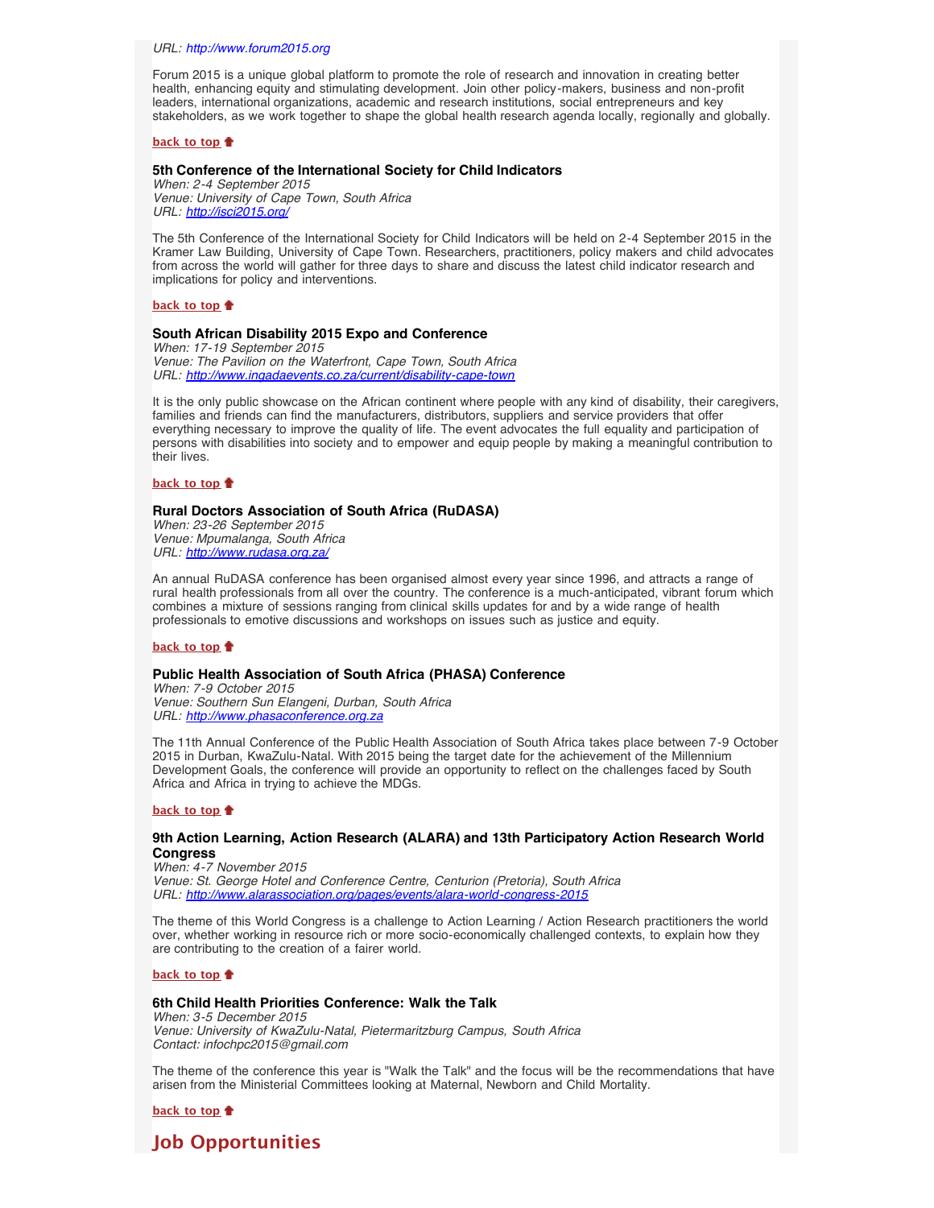*URL: http://www.forum2015.org*

Forum 2015 is a unique global platform to promote the role of research and innovation in creating better health, enhancing equity and stimulating development. Join other policy-makers, business and non-profit leaders, international organizations, academic and research institutions, social entrepreneurs and key stakeholders, as we work together to shape the global health research agenda locally, regionally and globally.

**back to top**

**5th Conference of the International Society for Child Indicators**
*When: 2-4 September 2015*
*Venue: University of Cape Town, South Africa*
*URL: http://isci2015.org/*

The 5th Conference of the International Society for Child Indicators will be held on 2-4 September 2015 in the Kramer Law Building, University of Cape Town. Researchers, practitioners, policy makers and child advocates from across the world will gather for three days to share and discuss the latest child indicator research and implications for policy and interventions.

**back to top**

**South African Disability 2015 Expo and Conference**
*When: 17-19 September 2015*
*Venue: The Pavilion on the Waterfront, Cape Town, South Africa*
*URL: http://www.ingadaevents.co.za/current/disability-cape-town*

It is the only public showcase on the African continent where people with any kind of disability, their caregivers, families and friends can find the manufacturers, distributors, suppliers and service providers that offer everything necessary to improve the quality of life. The event advocates the full equality and participation of persons with disabilities into society and to empower and equip people by making a meaningful contribution to their lives.

**back to top**

**Rural Doctors Association of South Africa (RuDASA)**
*When: 23-26 September 2015*
*Venue: Mpumalanga, South Africa*
*URL: http://www.rudasa.org.za/*

An annual RuDASA conference has been organised almost every year since 1996, and attracts a range of rural health professionals from all over the country. The conference is a much-anticipated, vibrant forum which combines a mixture of sessions ranging from clinical skills updates for and by a wide range of health professionals to emotive discussions and workshops on issues such as justice and equity.

**back to top**

**Public Health Association of South Africa (PHASA) Conference**
*When: 7-9 October 2015*
*Venue: Southern Sun Elangeni, Durban, South Africa*
*URL: http://www.phasaconference.org.za*

The 11th Annual Conference of the Public Health Association of South Africa takes place between 7-9 October 2015 in Durban, KwaZulu-Natal. With 2015 being the target date for the achievement of the Millennium Development Goals, the conference will provide an opportunity to reflect on the challenges faced by South Africa and Africa in trying to achieve the MDGs.

**back to top**

**9th Action Learning, Action Research (ALARA) and 13th Participatory Action Research World Congress**
*When: 4-7 November 2015*
*Venue: St. George Hotel and Conference Centre, Centurion (Pretoria), South Africa*
*URL: http://www.alarassociation.org/pages/events/alara-world-congress-2015*

The theme of this World Congress is a challenge to Action Learning / Action Research practitioners the world over, whether working in resource rich or more socio-economically challenged contexts, to explain how they are contributing to the creation of a fairer world.

**back to top**

**6th Child Health Priorities Conference: Walk the Talk**
*When: 3-5 December 2015*
*Venue: University of KwaZulu-Natal, Pietermaritzburg Campus, South Africa*
*Contact: infochpc2015@gmail.com*

The theme of the conference this year is "Walk the Talk" and the focus will be the recommendations that have arisen from the Ministerial Committees looking at Maternal, Newborn and Child Mortality.

**back to top**

## Job Opportunities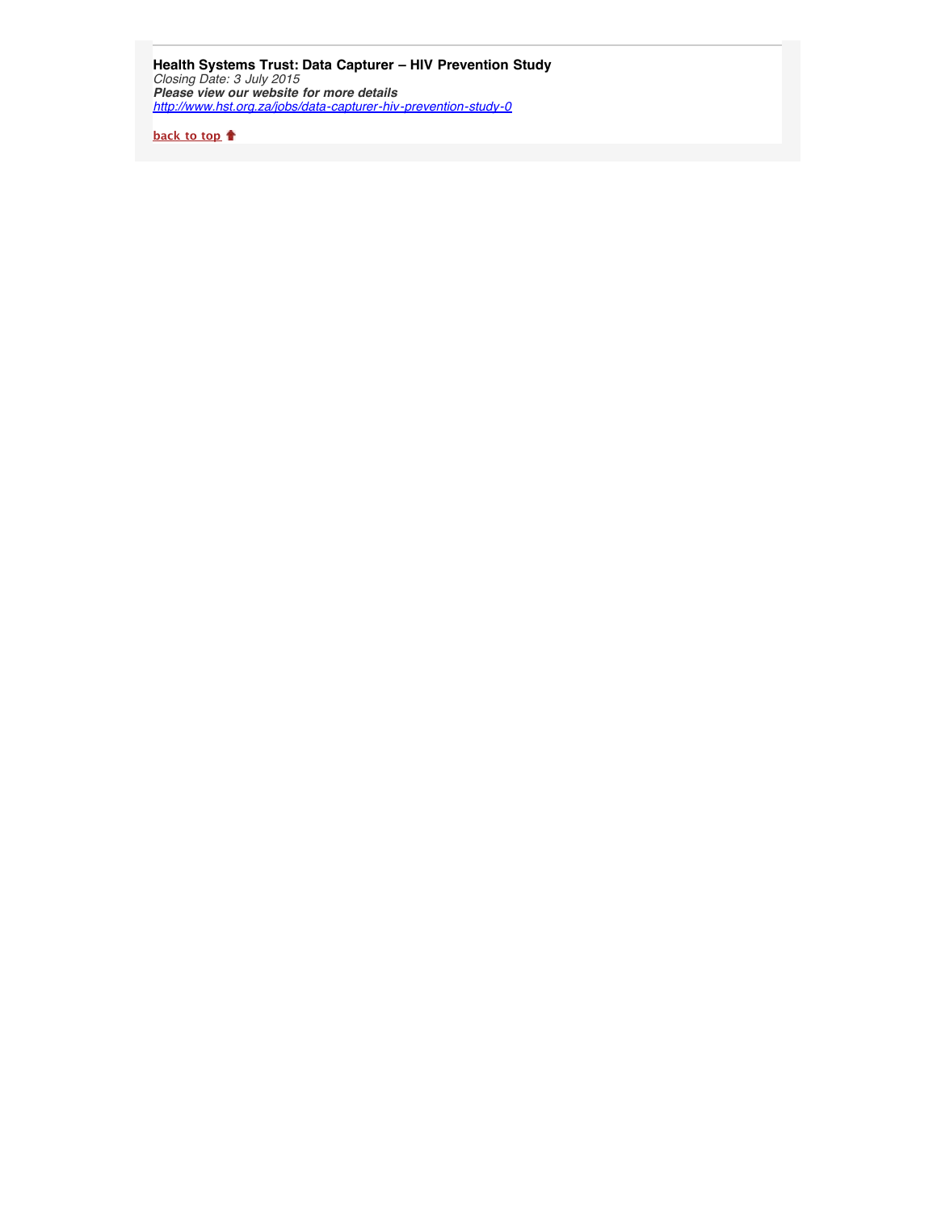---

**Health Systems Trust: Data Capturer – HIV Prevention Study**
*Closing Date: 3 July 2015*
***Please view our website for more details***
*http://www.hst.org.za/jobs/data-capturer-hiv-prevention-study-0*

**back to top**